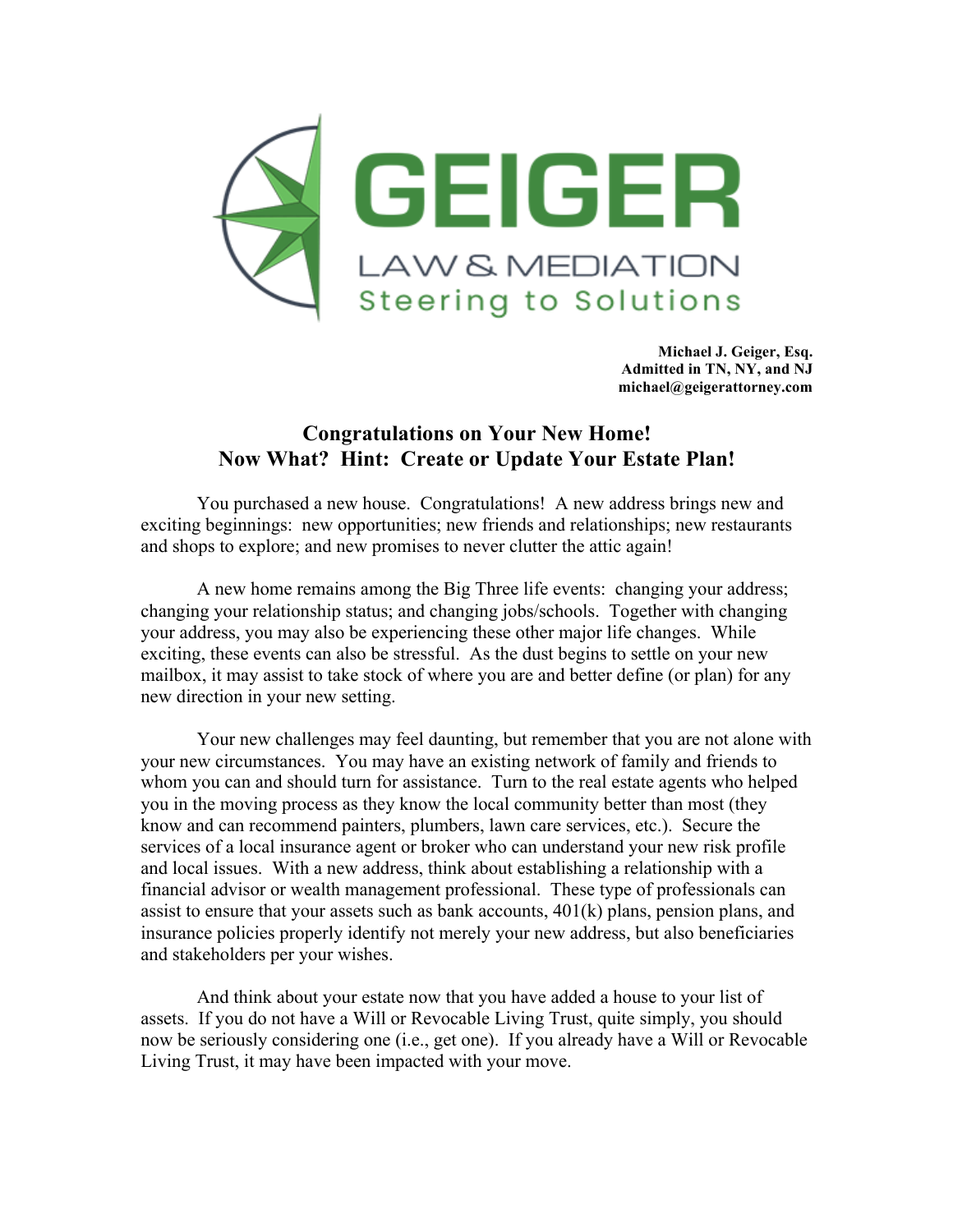GEIGER

LAW & MEDIATION

Steering to Solutions

**Michael J. Geiger, Esq.**
**Admitted in TN, NY, and NJ**
**michael@geigerattorney.com**

## Congratulations on Your New Home!
## Now What?  Hint:  Create or Update Your Estate Plan!

You purchased a new house.  Congratulations!  A new address brings new and exciting beginnings:  new opportunities; new friends and relationships; new restaurants and shops to explore; and new promises to never clutter the attic again!

A new home remains among the Big Three life events:  changing your address; changing your relationship status; and changing jobs/schools.  Together with changing your address, you may also be experiencing these other major life changes.  While exciting, these events can also be stressful.  As the dust begins to settle on your new mailbox, it may assist to take stock of where you are and better define (or plan) for any new direction in your new setting.

Your new challenges may feel daunting, but remember that you are not alone with your new circumstances.  You may have an existing network of family and friends to whom you can and should turn for assistance.  Turn to the real estate agents who helped you in the moving process as they know the local community better than most (they know and can recommend painters, plumbers, lawn care services, etc.).  Secure the services of a local insurance agent or broker who can understand your new risk profile and local issues.  With a new address, think about establishing a relationship with a financial advisor or wealth management professional.  These type of professionals can assist to ensure that your assets such as bank accounts, 401(k) plans, pension plans, and insurance policies properly identify not merely your new address, but also beneficiaries and stakeholders per your wishes.

And think about your estate now that you have added a house to your list of assets.  If you do not have a Will or Revocable Living Trust, quite simply, you should now be seriously considering one (i.e., get one).  If you already have a Will or Revocable Living Trust, it may have been impacted with your move.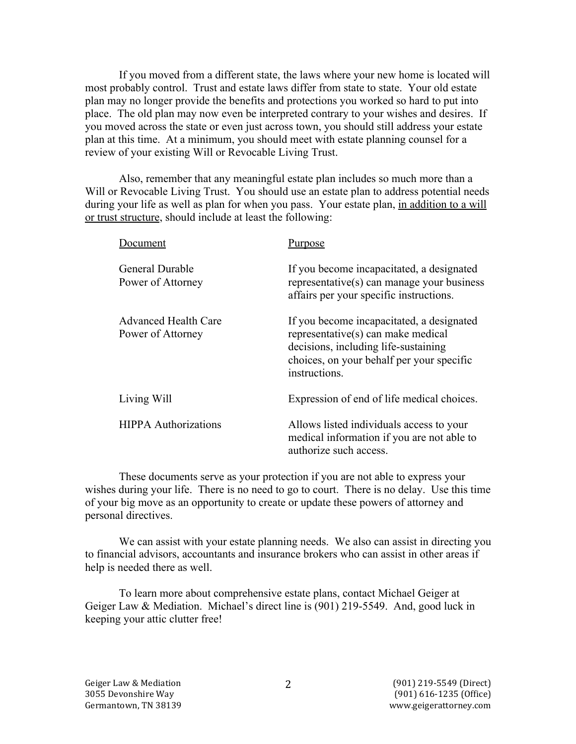If you moved from a different state, the laws where your new home is located will most probably control. Trust and estate laws differ from state to state. Your old estate plan may no longer provide the benefits and protections you worked so hard to put into place. The old plan may now even be interpreted contrary to your wishes and desires. If you moved across the state or even just across town, you should still address your estate plan at this time. At a minimum, you should meet with estate planning counsel for a review of your existing Will or Revocable Living Trust.

Also, remember that any meaningful estate plan includes so much more than a Will or Revocable Living Trust. You should use an estate plan to address potential needs during your life as well as plan for when you pass. Your estate plan, <u>in addition to a will or trust structure</u>, should include at least the following:

| Document | Purpose |
|---|---|
| General Durable Power of Attorney | If you become incapacitated, a designated representative(s) can manage your business affairs per your specific instructions. |
| Advanced Health Care Power of Attorney | If you become incapacitated, a designated representative(s) can make medical decisions, including life-sustaining choices, on your behalf per your specific instructions. |
| Living Will | Expression of end of life medical choices. |
| HIPPA Authorizations | Allows listed individuals access to your medical information if you are not able to authorize such access. |

These documents serve as your protection if you are not able to express your wishes during your life. There is no need to go to court. There is no delay. Use this time of your big move as an opportunity to create or update these powers of attorney and personal directives.

We can assist with your estate planning needs. We also can assist in directing you to financial advisors, accountants and insurance brokers who can assist in other areas if help is needed there as well.

To learn more about comprehensive estate plans, contact Michael Geiger at Geiger Law & Mediation. Michael's direct line is (901) 219-5549. And, good luck in keeping your attic clutter free!